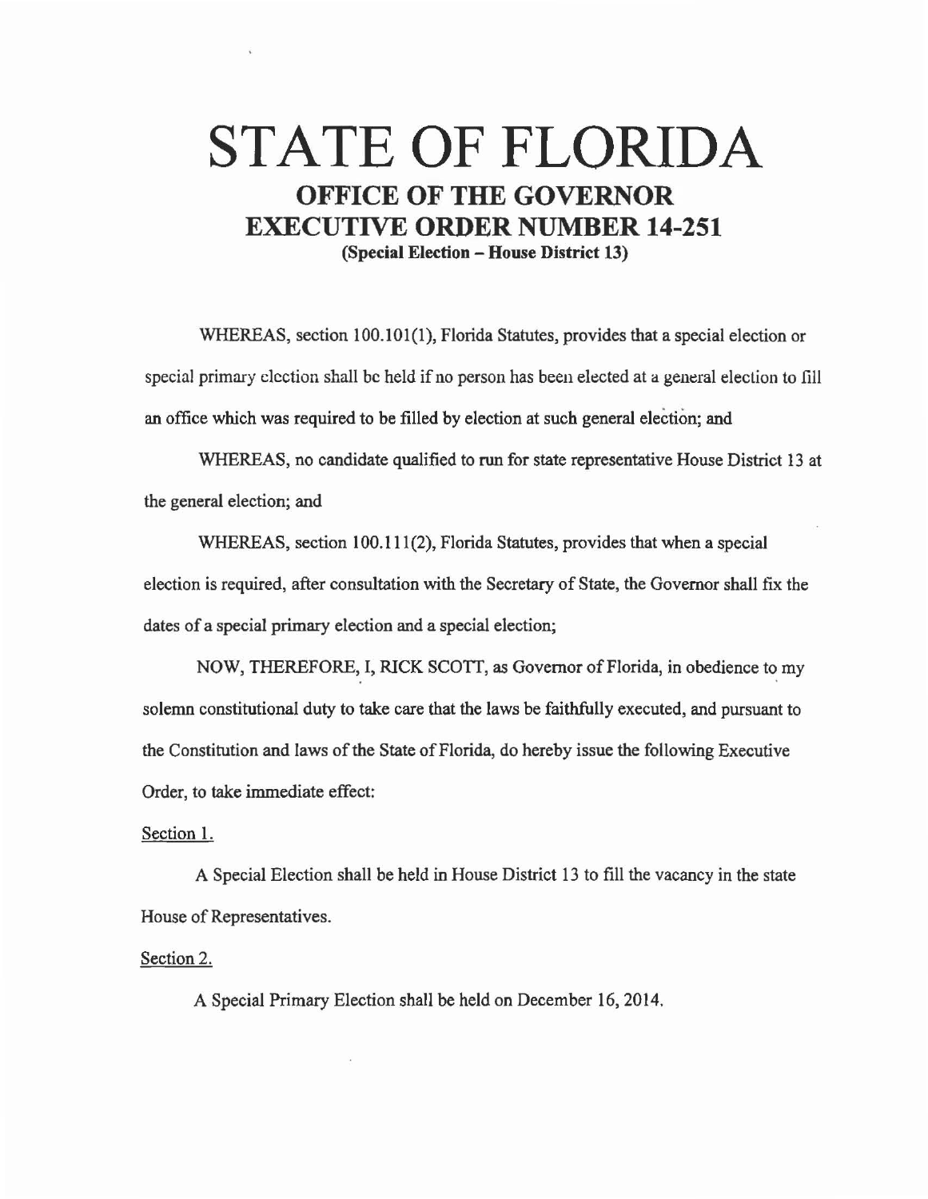# STATE OF FLORIDA

## OFFICE OF THE GOVERNOR

## EXECUTIVE ORDER NUMBER 14-251

**(Special Election – House District 13)**

WHEREAS, section 100.101(1), Florida Statutes, provides that a special election or special primary election shall be held if no person has been elected at a general election to fill an office which was required to be filled by election at such general election; and

WHEREAS, no candidate qualified to run for state representative House District 13 at the general election; and

WHEREAS, section 100.111(2), Florida Statutes, provides that when a special election is required, after consultation with the Secretary of State, the Governor shall fix the dates of a special primary election and a special election;

NOW, THEREFORE, I, RICK SCOTT, as Governor of Florida, in obedience to my solemn constitutional duty to take care that the laws be faithfully executed, and pursuant to the Constitution and laws of the State of Florida, do hereby issue the following Executive Order, to take immediate effect:

Section 1.

A Special Election shall be held in House District 13 to fill the vacancy in the state House of Representatives.

Section 2.

A Special Primary Election shall be held on December 16, 2014.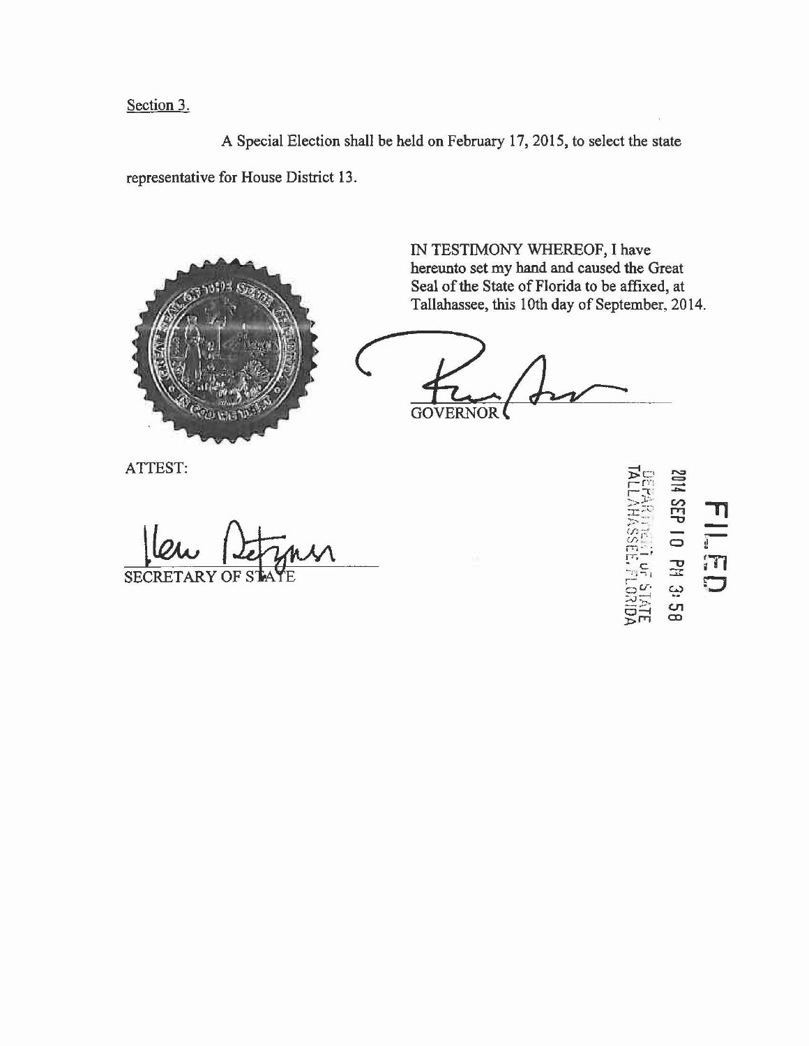Section 3.

A Special Election shall be held on February 17, 2015, to select the state representative for House District 13.

IN TESTIMONY WHEREOF, I have hereunto set my hand and caused the Great Seal of the State of Florida to be affixed, at Tallahassee, this 10th day of September, 2014.

GOVERNOR

ATTEST:

SECRETARY OF STATE

FILED

2014 SEP 10 PM 3:58

DEPARTMENT OF STATE
TALLAHASSEE, FLORIDA